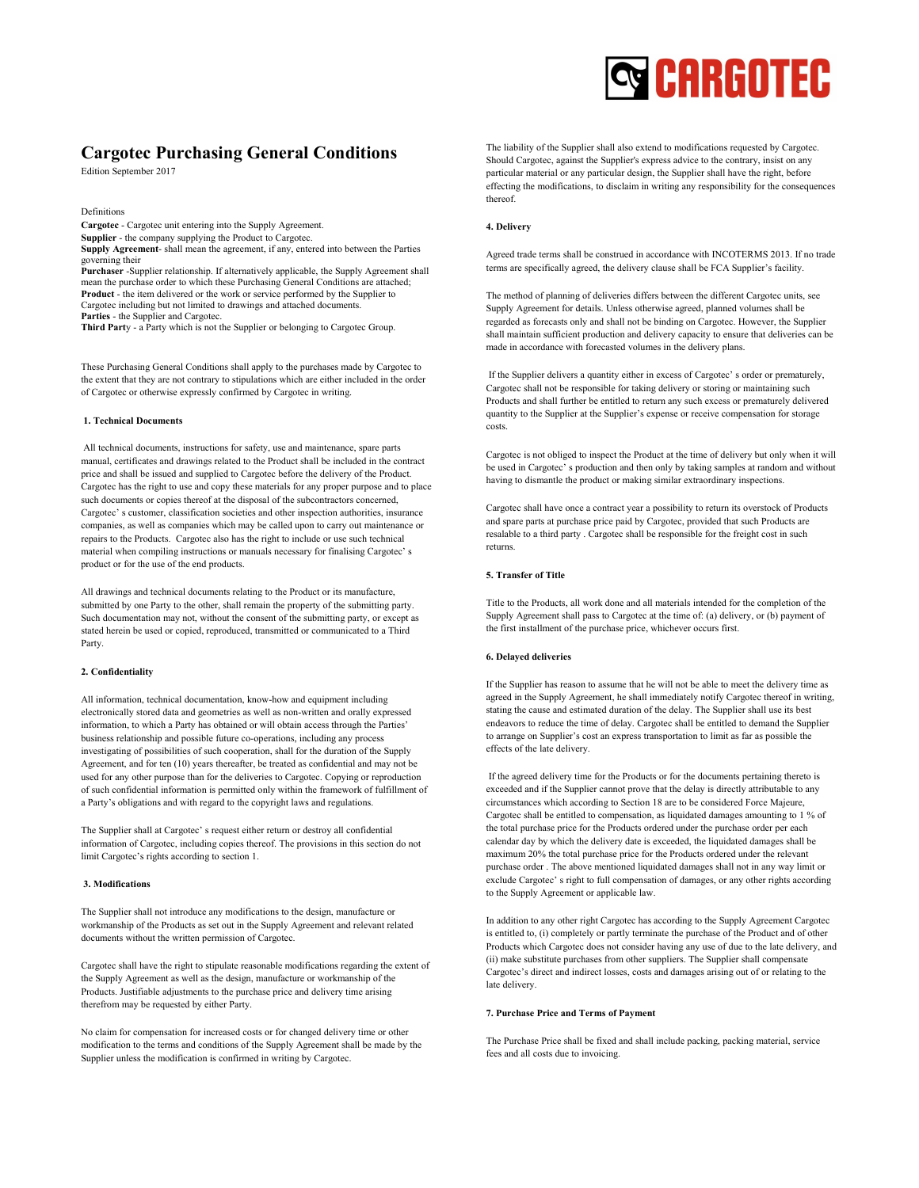# Cargotec Purchasing General Conditions

Edition September 2017

Definitions

**Cargotec** - Cargotec unit entering into the Supply Agreement.
**Supplier** - the company supplying the Product to Cargotec.
**Supply Agreement**- shall mean the agreement, if any, entered into between the Parties governing their
**Purchaser** -Supplier relationship. If alternatively applicable, the Supply Agreement shall mean the purchase order to which these Purchasing General Conditions are attached;
**Product** - the item delivered or the work or service performed by the Supplier to Cargotec including but not limited to drawings and attached documents.
**Parties** - the Supplier and Cargotec.
**Third Part**y - a Party which is not the Supplier or belonging to Cargotec Group.

These Purchasing General Conditions shall apply to the purchases made by Cargotec to the extent that they are not contrary to stipulations which are either included in the order of Cargotec or otherwise expressly confirmed by Cargotec in writing.

#### 1. Technical Documents

All technical documents, instructions for safety, use and maintenance, spare parts manual, certificates and drawings related to the Product shall be included in the contract price and shall be issued and supplied to Cargotec before the delivery of the Product. Cargotec has the right to use and copy these materials for any proper purpose and to place such documents or copies thereof at the disposal of the subcontractors concerned, Cargotec' s customer, classification societies and other inspection authorities, insurance companies, as well as companies which may be called upon to carry out maintenance or repairs to the Products. Cargotec also has the right to include or use such technical material when compiling instructions or manuals necessary for finalising Cargotec' s product or for the use of the end products.

All drawings and technical documents relating to the Product or its manufacture, submitted by one Party to the other, shall remain the property of the submitting party. Such documentation may not, without the consent of the submitting party, or except as stated herein be used or copied, reproduced, transmitted or communicated to a Third Party.

#### 2. Confidentiality

All information, technical documentation, know-how and equipment including electronically stored data and geometries as well as non-written and orally expressed information, to which a Party has obtained or will obtain access through the Parties' business relationship and possible future co-operations, including any process investigating of possibilities of such cooperation, shall for the duration of the Supply Agreement, and for ten (10) years thereafter, be treated as confidential and may not be used for any other purpose than for the deliveries to Cargotec. Copying or reproduction of such confidential information is permitted only within the framework of fulfillment of a Party's obligations and with regard to the copyright laws and regulations.

The Supplier shall at Cargotec' s request either return or destroy all confidential information of Cargotec, including copies thereof. The provisions in this section do not limit Cargotec's rights according to section 1.

#### 3. Modifications

The Supplier shall not introduce any modifications to the design, manufacture or workmanship of the Products as set out in the Supply Agreement and relevant related documents without the written permission of Cargotec.

Cargotec shall have the right to stipulate reasonable modifications regarding the extent of the Supply Agreement as well as the design, manufacture or workmanship of the Products. Justifiable adjustments to the purchase price and delivery time arising therefrom may be requested by either Party.

No claim for compensation for increased costs or for changed delivery time or other modification to the terms and conditions of the Supply Agreement shall be made by the Supplier unless the modification is confirmed in writing by Cargotec.

The liability of the Supplier shall also extend to modifications requested by Cargotec. Should Cargotec, against the Supplier's express advice to the contrary, insist on any particular material or any particular design, the Supplier shall have the right, before effecting the modifications, to disclaim in writing any responsibility for the consequences thereof.

#### 4. Delivery

Agreed trade terms shall be construed in accordance with INCOTERMS 2013. If no trade terms are specifically agreed, the delivery clause shall be FCA Supplier's facility.

The method of planning of deliveries differs between the different Cargotec units, see Supply Agreement for details. Unless otherwise agreed, planned volumes shall be regarded as forecasts only and shall not be binding on Cargotec. However, the Supplier shall maintain sufficient production and delivery capacity to ensure that deliveries can be made in accordance with forecasted volumes in the delivery plans.

If the Supplier delivers a quantity either in excess of Cargotec' s order or prematurely, Cargotec shall not be responsible for taking delivery or storing or maintaining such Products and shall further be entitled to return any such excess or prematurely delivered quantity to the Supplier at the Supplier's expense or receive compensation for storage costs.

Cargotec is not obliged to inspect the Product at the time of delivery but only when it will be used in Cargotec' s production and then only by taking samples at random and without having to dismantle the product or making similar extraordinary inspections.

Cargotec shall have once a contract year a possibility to return its overstock of Products and spare parts at purchase price paid by Cargotec, provided that such Products are resalable to a third party . Cargotec shall be responsible for the freight cost in such returns.

#### 5. Transfer of Title

Title to the Products, all work done and all materials intended for the completion of the Supply Agreement shall pass to Cargotec at the time of: (a) delivery, or (b) payment of the first installment of the purchase price, whichever occurs first.

#### 6. Delayed deliveries

If the Supplier has reason to assume that he will not be able to meet the delivery time as agreed in the Supply Agreement, he shall immediately notify Cargotec thereof in writing, stating the cause and estimated duration of the delay. The Supplier shall use its best endeavors to reduce the time of delay. Cargotec shall be entitled to demand the Supplier to arrange on Supplier's cost an express transportation to limit as far as possible the effects of the late delivery.

If the agreed delivery time for the Products or for the documents pertaining thereto is exceeded and if the Supplier cannot prove that the delay is directly attributable to any circumstances which according to Section 18 are to be considered Force Majeure, Cargotec shall be entitled to compensation, as liquidated damages amounting to 1 % of the total purchase price for the Products ordered under the purchase order per each calendar day by which the delivery date is exceeded, the liquidated damages shall be maximum 20% the total purchase price for the Products ordered under the relevant purchase order . The above mentioned liquidated damages shall not in any way limit or exclude Cargotec' s right to full compensation of damages, or any other rights according to the Supply Agreement or applicable law.

In addition to any other right Cargotec has according to the Supply Agreement Cargotec is entitled to, (i) completely or partly terminate the purchase of the Product and of other Products which Cargotec does not consider having any use of due to the late delivery, and (ii) make substitute purchases from other suppliers. The Supplier shall compensate Cargotec's direct and indirect losses, costs and damages arising out of or relating to the late delivery.

#### 7. Purchase Price and Terms of Payment

The Purchase Price shall be fixed and shall include packing, packing material, service fees and all costs due to invoicing.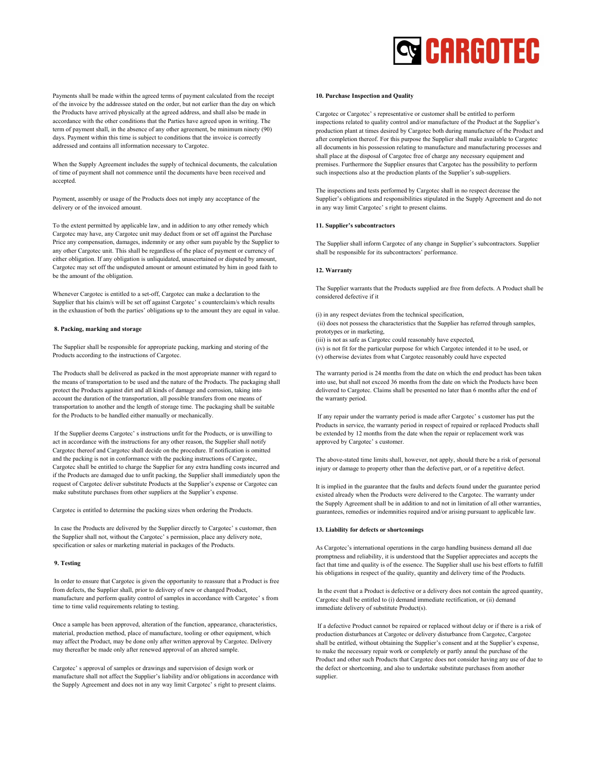Payments shall be made within the agreed terms of payment calculated from the receipt of the invoice by the addressee stated on the order, but not earlier than the day on which the Products have arrived physically at the agreed address, and shall also be made in accordance with the other conditions that the Parties have agreed upon in writing. The term of payment shall, in the absence of any other agreement, be minimum ninety (90) days. Payment within this time is subject to conditions that the invoice is correctly addressed and contains all information necessary to Cargotec.

When the Supply Agreement includes the supply of technical documents, the calculation of time of payment shall not commence until the documents have been received and accepted.

Payment, assembly or usage of the Products does not imply any acceptance of the delivery or of the invoiced amount.

To the extent permitted by applicable law, and in addition to any other remedy which Cargotec may have, any Cargotec unit may deduct from or set off against the Purchase Price any compensation, damages, indemnity or any other sum payable by the Supplier to any other Cargotec unit. This shall be regardless of the place of payment or currency of either obligation. If any obligation is unliquidated, unascertained or disputed by amount, Cargotec may set off the undisputed amount or amount estimated by him in good faith to be the amount of the obligation.

Whenever Cargotec is entitled to a set-off, Cargotec can make a declaration to the Supplier that his claim/s will be set off against Cargotec' s counterclaim/s which results in the exhaustion of both the parties' obligations up to the amount they are equal in value.

**8. Packing, marking and storage**

The Supplier shall be responsible for appropriate packing, marking and storing of the Products according to the instructions of Cargotec.

The Products shall be delivered as packed in the most appropriate manner with regard to the means of transportation to be used and the nature of the Products. The packaging shall protect the Products against dirt and all kinds of damage and corrosion, taking into account the duration of the transportation, all possible transfers from one means of transportation to another and the length of storage time. The packaging shall be suitable for the Products to be handled either manually or mechanically.

If the Supplier deems Cargotec' s instructions unfit for the Products, or is unwilling to act in accordance with the instructions for any other reason, the Supplier shall notify Cargotec thereof and Cargotec shall decide on the procedure. If notification is omitted and the packing is not in conformance with the packing instructions of Cargotec, Cargotec shall be entitled to charge the Supplier for any extra handling costs incurred and if the Products are damaged due to unfit packing, the Supplier shall immediately upon the request of Cargotec deliver substitute Products at the Supplier's expense or Cargotec can make substitute purchases from other suppliers at the Supplier's expense.

Cargotec is entitled to determine the packing sizes when ordering the Products.

In case the Products are delivered by the Supplier directly to Cargotec' s customer, then the Supplier shall not, without the Cargotec' s permission, place any delivery note, specification or sales or marketing material in packages of the Products.

**9. Testing**

In order to ensure that Cargotec is given the opportunity to reassure that a Product is free from defects, the Supplier shall, prior to delivery of new or changed Product, manufacture and perform quality control of samples in accordance with Cargotec' s from time to time valid requirements relating to testing.

Once a sample has been approved, alteration of the function, appearance, characteristics, material, production method, place of manufacture, tooling or other equipment, which may affect the Product, may be done only after written approval by Cargotec. Delivery may thereafter be made only after renewed approval of an altered sample.

Cargotec' s approval of samples or drawings and supervision of design work or manufacture shall not affect the Supplier's liability and/or obligations in accordance with the Supply Agreement and does not in any way limit Cargotec' s right to present claims.

**10. Purchase Inspection and Quality**

Cargotec or Cargotec' s representative or customer shall be entitled to perform inspections related to quality control and/or manufacture of the Product at the Supplier's production plant at times desired by Cargotec both during manufacture of the Product and after completion thereof. For this purpose the Supplier shall make available to Cargotec all documents in his possession relating to manufacture and manufacturing processes and shall place at the disposal of Cargotec free of charge any necessary equipment and premises. Furthermore the Supplier ensures that Cargotec has the possibility to perform such inspections also at the production plants of the Supplier's sub-suppliers.

The inspections and tests performed by Cargotec shall in no respect decrease the Supplier's obligations and responsibilities stipulated in the Supply Agreement and do not in any way limit Cargotec' s right to present claims.

**11. Supplier's subcontractors**

The Supplier shall inform Cargotec of any change in Supplier's subcontractors. Supplier shall be responsible for its subcontractors' performance.

**12. Warranty**

The Supplier warrants that the Products supplied are free from defects. A Product shall be considered defective if it

(i) in any respect deviates from the technical specification,
(ii) does not possess the characteristics that the Supplier has referred through samples, prototypes or in marketing,
(iii) is not as safe as Cargotec could reasonably have expected,
(iv) is not fit for the particular purpose for which Cargotec intended it to be used, or
(v) otherwise deviates from what Cargotec reasonably could have expected

The warranty period is 24 months from the date on which the end product has been taken into use, but shall not exceed 36 months from the date on which the Products have been delivered to Cargotec. Claims shall be presented no later than 6 months after the end of the warranty period.

If any repair under the warranty period is made after Cargotec' s customer has put the Products in service, the warranty period in respect of repaired or replaced Products shall be extended by 12 months from the date when the repair or replacement work was approved by Cargotec' s customer.

The above-stated time limits shall, however, not apply, should there be a risk of personal injury or damage to property other than the defective part, or of a repetitive defect.

It is implied in the guarantee that the faults and defects found under the guarantee period existed already when the Products were delivered to the Cargotec. The warranty under the Supply Agreement shall be in addition to and not in limitation of all other warranties, guarantees, remedies or indemnities required and/or arising pursuant to applicable law.

**13. Liability for defects or shortcomings**

As Cargotec's international operations in the cargo handling business demand all due promptness and reliability, it is understood that the Supplier appreciates and accepts the fact that time and quality is of the essence. The Supplier shall use his best efforts to fulfill his obligations in respect of the quality, quantity and delivery time of the Products.

In the event that a Product is defective or a delivery does not contain the agreed quantity, Cargotec shall be entitled to (i) demand immediate rectification, or (ii) demand immediate delivery of substitute Product(s).

If a defective Product cannot be repaired or replaced without delay or if there is a risk of production disturbances at Cargotec or delivery disturbance from Cargotec, Cargotec shall be entitled, without obtaining the Supplier's consent and at the Supplier's expense, to make the necessary repair work or completely or partly annul the purchase of the Product and other such Products that Cargotec does not consider having any use of due to the defect or shortcoming, and also to undertake substitute purchases from another supplier.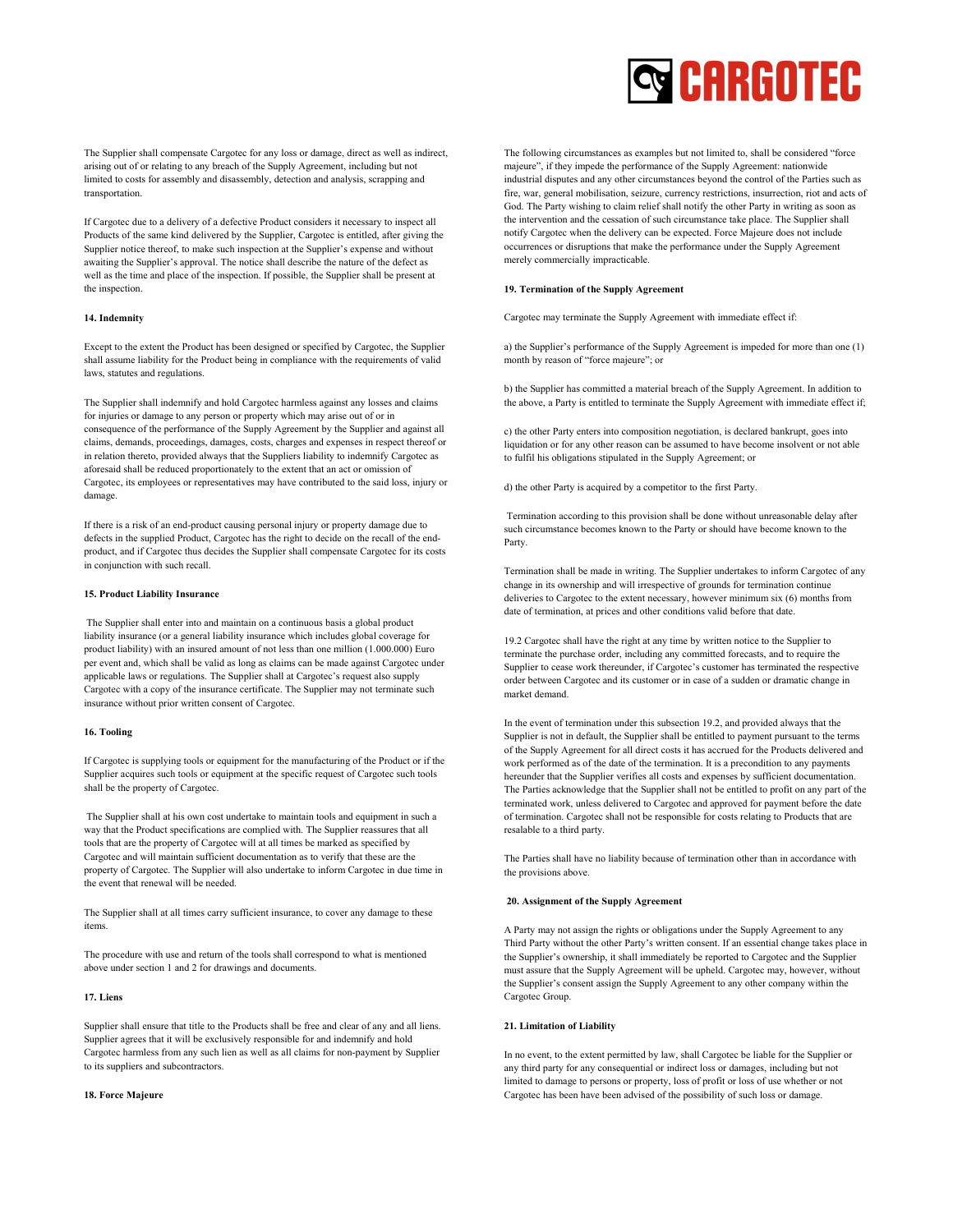The Supplier shall compensate Cargotec for any loss or damage, direct as well as indirect, arising out of or relating to any breach of the Supply Agreement, including but not limited to costs for assembly and disassembly, detection and analysis, scrapping and transportation.

If Cargotec due to a delivery of a defective Product considers it necessary to inspect all Products of the same kind delivered by the Supplier, Cargotec is entitled, after giving the Supplier notice thereof, to make such inspection at the Supplier's expense and without awaiting the Supplier's approval. The notice shall describe the nature of the defect as well as the time and place of the inspection. If possible, the Supplier shall be present at the inspection.

#### 14. Indemnity

Except to the extent the Product has been designed or specified by Cargotec, the Supplier shall assume liability for the Product being in compliance with the requirements of valid laws, statutes and regulations.

The Supplier shall indemnify and hold Cargotec harmless against any losses and claims for injuries or damage to any person or property which may arise out of or in consequence of the performance of the Supply Agreement by the Supplier and against all claims, demands, proceedings, damages, costs, charges and expenses in respect thereof or in relation thereto, provided always that the Suppliers liability to indemnify Cargotec as aforesaid shall be reduced proportionately to the extent that an act or omission of Cargotec, its employees or representatives may have contributed to the said loss, injury or damage.

If there is a risk of an end-product causing personal injury or property damage due to defects in the supplied Product, Cargotec has the right to decide on the recall of the end-product, and if Cargotec thus decides the Supplier shall compensate Cargotec for its costs in conjunction with such recall.

#### 15. Product Liability Insurance

The Supplier shall enter into and maintain on a continuous basis a global product liability insurance (or a general liability insurance which includes global coverage for product liability) with an insured amount of not less than one million (1.000.000) Euro per event and, which shall be valid as long as claims can be made against Cargotec under applicable laws or regulations. The Supplier shall at Cargotec's request also supply Cargotec with a copy of the insurance certificate. The Supplier may not terminate such insurance without prior written consent of Cargotec.

#### 16. Tooling

If Cargotec is supplying tools or equipment for the manufacturing of the Product or if the Supplier acquires such tools or equipment at the specific request of Cargotec such tools shall be the property of Cargotec.

The Supplier shall at his own cost undertake to maintain tools and equipment in such a way that the Product specifications are complied with. The Supplier reassures that all tools that are the property of Cargotec will at all times be marked as specified by Cargotec and will maintain sufficient documentation as to verify that these are the property of Cargotec. The Supplier will also undertake to inform Cargotec in due time in the event that renewal will be needed.

The Supplier shall at all times carry sufficient insurance, to cover any damage to these items.

The procedure with use and return of the tools shall correspond to what is mentioned above under section 1 and 2 for drawings and documents.

#### 17. Liens

Supplier shall ensure that title to the Products shall be free and clear of any and all liens. Supplier agrees that it will be exclusively responsible for and indemnify and hold Cargotec harmless from any such lien as well as all claims for non-payment by Supplier to its suppliers and subcontractors.

#### 18. Force Majeure

The following circumstances as examples but not limited to, shall be considered "force majeure", if they impede the performance of the Supply Agreement: nationwide industrial disputes and any other circumstances beyond the control of the Parties such as fire, war, general mobilisation, seizure, currency restrictions, insurrection, riot and acts of God. The Party wishing to claim relief shall notify the other Party in writing as soon as the intervention and the cessation of such circumstance take place. The Supplier shall notify Cargotec when the delivery can be expected. Force Majeure does not include occurrences or disruptions that make the performance under the Supply Agreement merely commercially impracticable.

#### 19. Termination of the Supply Agreement

Cargotec may terminate the Supply Agreement with immediate effect if:

a) the Supplier's performance of the Supply Agreement is impeded for more than one (1) month by reason of "force majeure"; or

b) the Supplier has committed a material breach of the Supply Agreement. In addition to the above, a Party is entitled to terminate the Supply Agreement with immediate effect if;

c) the other Party enters into composition negotiation, is declared bankrupt, goes into liquidation or for any other reason can be assumed to have become insolvent or not able to fulfil his obligations stipulated in the Supply Agreement; or

d) the other Party is acquired by a competitor to the first Party.

Termination according to this provision shall be done without unreasonable delay after such circumstance becomes known to the Party or should have become known to the Party.

Termination shall be made in writing. The Supplier undertakes to inform Cargotec of any change in its ownership and will irrespective of grounds for termination continue deliveries to Cargotec to the extent necessary, however minimum six (6) months from date of termination, at prices and other conditions valid before that date.

19.2 Cargotec shall have the right at any time by written notice to the Supplier to terminate the purchase order, including any committed forecasts, and to require the Supplier to cease work thereunder, if Cargotec's customer has terminated the respective order between Cargotec and its customer or in case of a sudden or dramatic change in market demand.

In the event of termination under this subsection 19.2, and provided always that the Supplier is not in default, the Supplier shall be entitled to payment pursuant to the terms of the Supply Agreement for all direct costs it has accrued for the Products delivered and work performed as of the date of the termination. It is a precondition to any payments hereunder that the Supplier verifies all costs and expenses by sufficient documentation. The Parties acknowledge that the Supplier shall not be entitled to profit on any part of the terminated work, unless delivered to Cargotec and approved for payment before the date of termination. Cargotec shall not be responsible for costs relating to Products that are resalable to a third party.

The Parties shall have no liability because of termination other than in accordance with the provisions above.

#### 20. Assignment of the Supply Agreement

A Party may not assign the rights or obligations under the Supply Agreement to any Third Party without the other Party's written consent. If an essential change takes place in the Supplier's ownership, it shall immediately be reported to Cargotec and the Supplier must assure that the Supply Agreement will be upheld. Cargotec may, however, without the Supplier's consent assign the Supply Agreement to any other company within the Cargotec Group.

#### 21. Limitation of Liability

In no event, to the extent permitted by law, shall Cargotec be liable for the Supplier or any third party for any consequential or indirect loss or damages, including but not limited to damage to persons or property, loss of profit or loss of use whether or not Cargotec has been have been advised of the possibility of such loss or damage.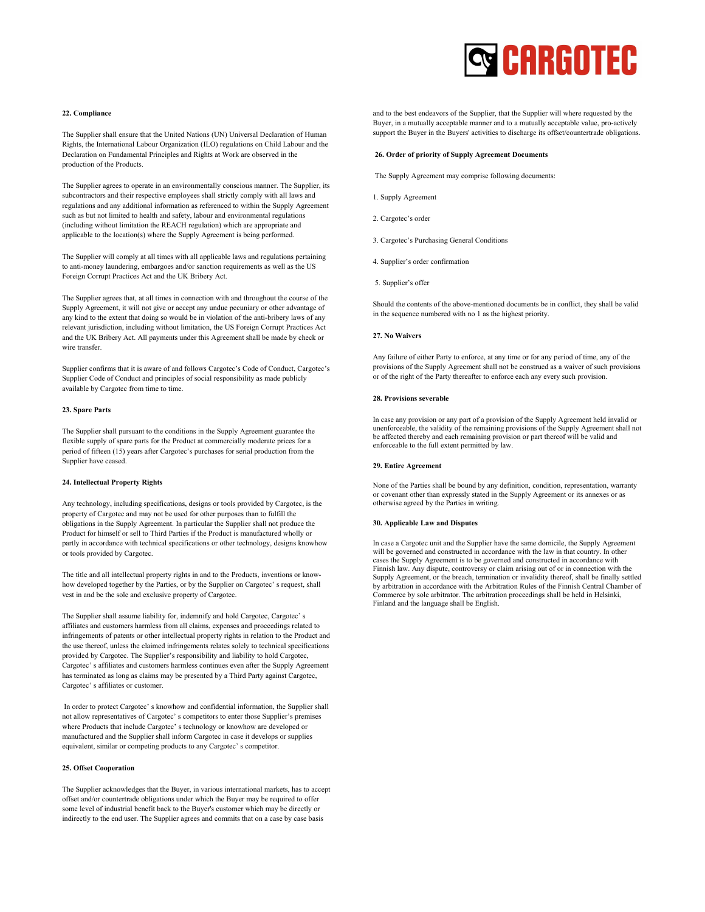### 22. Compliance

The Supplier shall ensure that the United Nations (UN) Universal Declaration of Human Rights, the International Labour Organization (ILO) regulations on Child Labour and the Declaration on Fundamental Principles and Rights at Work are observed in the production of the Products.

The Supplier agrees to operate in an environmentally conscious manner. The Supplier, its subcontractors and their respective employees shall strictly comply with all laws and regulations and any additional information as referenced to within the Supply Agreement such as but not limited to health and safety, labour and environmental regulations (including without limitation the REACH regulation) which are appropriate and applicable to the location(s) where the Supply Agreement is being performed.

The Supplier will comply at all times with all applicable laws and regulations pertaining to anti-money laundering, embargoes and/or sanction requirements as well as the US Foreign Corrupt Practices Act and the UK Bribery Act.

The Supplier agrees that, at all times in connection with and throughout the course of the Supply Agreement, it will not give or accept any undue pecuniary or other advantage of any kind to the extent that doing so would be in violation of the anti-bribery laws of any relevant jurisdiction, including without limitation, the US Foreign Corrupt Practices Act and the UK Bribery Act. All payments under this Agreement shall be made by check or wire transfer.

Supplier confirms that it is aware of and follows Cargotec's Code of Conduct, Cargotec's Supplier Code of Conduct and principles of social responsibility as made publicly available by Cargotec from time to time.

### 23. Spare Parts

The Supplier shall pursuant to the conditions in the Supply Agreement guarantee the flexible supply of spare parts for the Product at commercially moderate prices for a period of fifteen (15) years after Cargotec's purchases for serial production from the Supplier have ceased.

### 24. Intellectual Property Rights

Any technology, including specifications, designs or tools provided by Cargotec, is the property of Cargotec and may not be used for other purposes than to fulfill the obligations in the Supply Agreement. In particular the Supplier shall not produce the Product for himself or sell to Third Parties if the Product is manufactured wholly or partly in accordance with technical specifications or other technology, designs knowhow or tools provided by Cargotec.

The title and all intellectual property rights in and to the Products, inventions or know-how developed together by the Parties, or by the Supplier on Cargotec' s request, shall vest in and be the sole and exclusive property of Cargotec.

The Supplier shall assume liability for, indemnify and hold Cargotec, Cargotec' s affiliates and customers harmless from all claims, expenses and proceedings related to infringements of patents or other intellectual property rights in relation to the Product and the use thereof, unless the claimed infringements relates solely to technical specifications provided by Cargotec. The Supplier's responsibility and liability to hold Cargotec, Cargotec' s affiliates and customers harmless continues even after the Supply Agreement has terminated as long as claims may be presented by a Third Party against Cargotec, Cargotec' s affiliates or customer.

In order to protect Cargotec' s knowhow and confidential information, the Supplier shall not allow representatives of Cargotec' s competitors to enter those Supplier's premises where Products that include Cargotec' s technology or knowhow are developed or manufactured and the Supplier shall inform Cargotec in case it develops or supplies equivalent, similar or competing products to any Cargotec' s competitor.

### 25. Offset Cooperation

The Supplier acknowledges that the Buyer, in various international markets, has to accept offset and/or countertrade obligations under which the Buyer may be required to offer some level of industrial benefit back to the Buyer's customer which may be directly or indirectly to the end user. The Supplier agrees and commits that on a case by case basis and to the best endeavors of the Supplier, that the Supplier will where requested by the Buyer, in a mutually acceptable manner and to a mutually acceptable value, pro-actively support the Buyer in the Buyers' activities to discharge its offset/countertrade obligations.

### 26. Order of priority of Supply Agreement Documents

The Supply Agreement may comprise following documents:

1. Supply Agreement
2. Cargotec's order
3. Cargotec's Purchasing General Conditions
4. Supplier's order confirmation
5. Supplier's offer

Should the contents of the above-mentioned documents be in conflict, they shall be valid in the sequence numbered with no 1 as the highest priority.

### 27. No Waivers

Any failure of either Party to enforce, at any time or for any period of time, any of the provisions of the Supply Agreement shall not be construed as a waiver of such provisions or of the right of the Party thereafter to enforce each any every such provision.

### 28. Provisions severable

In case any provision or any part of a provision of the Supply Agreement held invalid or unenforceable, the validity of the remaining provisions of the Supply Agreement shall not be affected thereby and each remaining provision or part thereof will be valid and enforceable to the full extent permitted by law.

### 29. Entire Agreement

None of the Parties shall be bound by any definition, condition, representation, warranty or covenant other than expressly stated in the Supply Agreement or its annexes or as otherwise agreed by the Parties in writing.

### 30. Applicable Law and Disputes

In case a Cargotec unit and the Supplier have the same domicile, the Supply Agreement will be governed and constructed in accordance with the law in that country. In other cases the Supply Agreement is to be governed and constructed in accordance with Finnish law. Any dispute, controversy or claim arising out of or in connection with the Supply Agreement, or the breach, termination or invalidity thereof, shall be finally settled by arbitration in accordance with the Arbitration Rules of the Finnish Central Chamber of Commerce by sole arbitrator. The arbitration proceedings shall be held in Helsinki, Finland and the language shall be English.